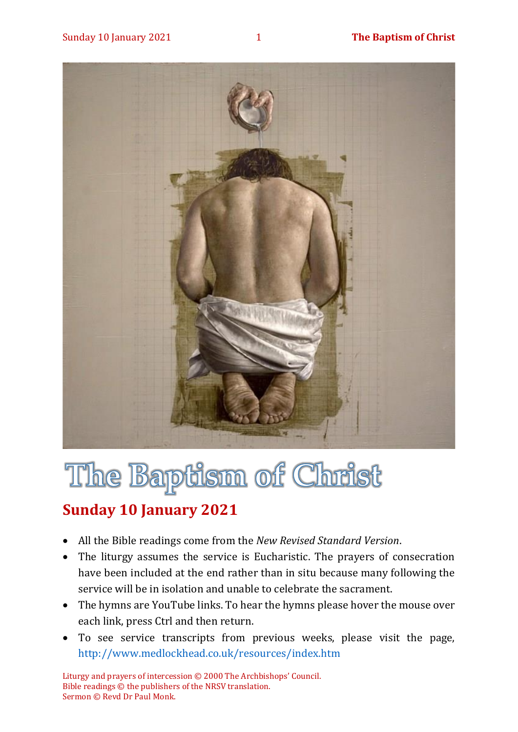# The Baptism of Christ

## Sunday 10 January 2021

- All the Bible readings come from the *New Revised Standard Version*.
- The liturgy assumes the service is Eucharistic. The prayers of consecration have been included at the end rather than in situ because many following the service will be in isolation and unable to celebrate the sacrament.
- The hymns are YouTube links. To hear the hymns please hover the mouse over each link, press Ctrl and then return.
- To see service transcripts from previous weeks, please visit the page, http://www.medlockhead.co.uk/resources/index.htm

Liturgy and prayers of intercession © 2000 The Archbishops' Council.
Bible readings © the publishers of the NRSV translation.
Sermon © Revd Dr Paul Monk.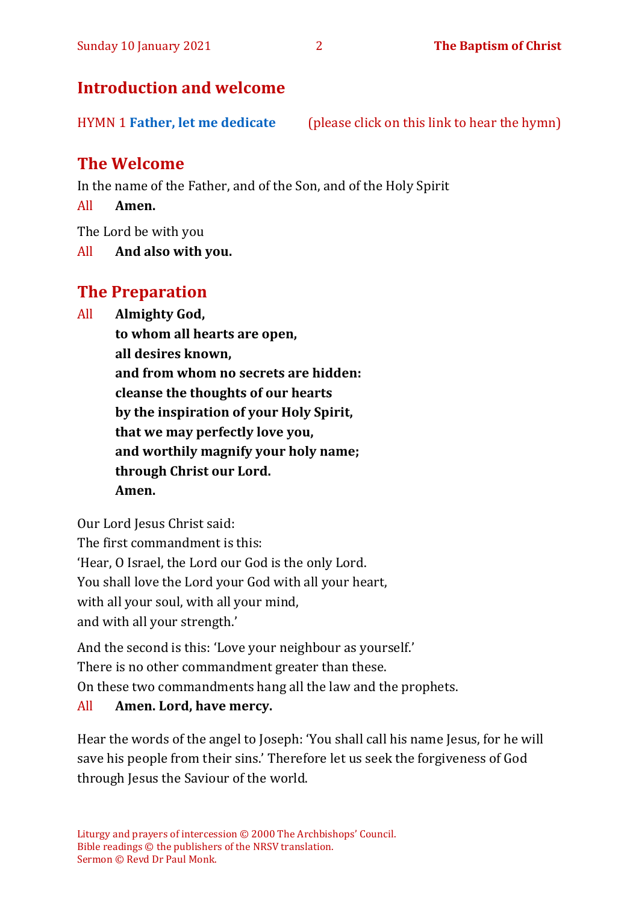## Introduction and welcome

HYMN 1 **Father, let me dedicate** (please click on this link to hear the hymn)

## The Welcome

In the name of the Father, and of the Son, and of the Holy Spirit

All **Amen.**

The Lord be with you

All **And also with you.**

## The Preparation

All **Almighty God,**
**to whom all hearts are open,**
**all desires known,**
**and from whom no secrets are hidden:**
**cleanse the thoughts of our hearts**
**by the inspiration of your Holy Spirit,**
**that we may perfectly love you,**
**and worthily magnify your holy name;**
**through Christ our Lord.**
**Amen.**

Our Lord Jesus Christ said:
The first commandment is this:
'Hear, O Israel, the Lord our God is the only Lord.
You shall love the Lord your God with all your heart,
with all your soul, with all your mind,
and with all your strength.'

And the second is this: 'Love your neighbour as yourself.'
There is no other commandment greater than these.
On these two commandments hang all the law and the prophets.

All **Amen. Lord, have mercy.**

Hear the words of the angel to Joseph: 'You shall call his name Jesus, for he will save his people from their sins.' Therefore let us seek the forgiveness of God through Jesus the Saviour of the world.

Liturgy and prayers of intercession © 2000 The Archbishops' Council.
Bible readings © the publishers of the NRSV translation.
Sermon © Revd Dr Paul Monk.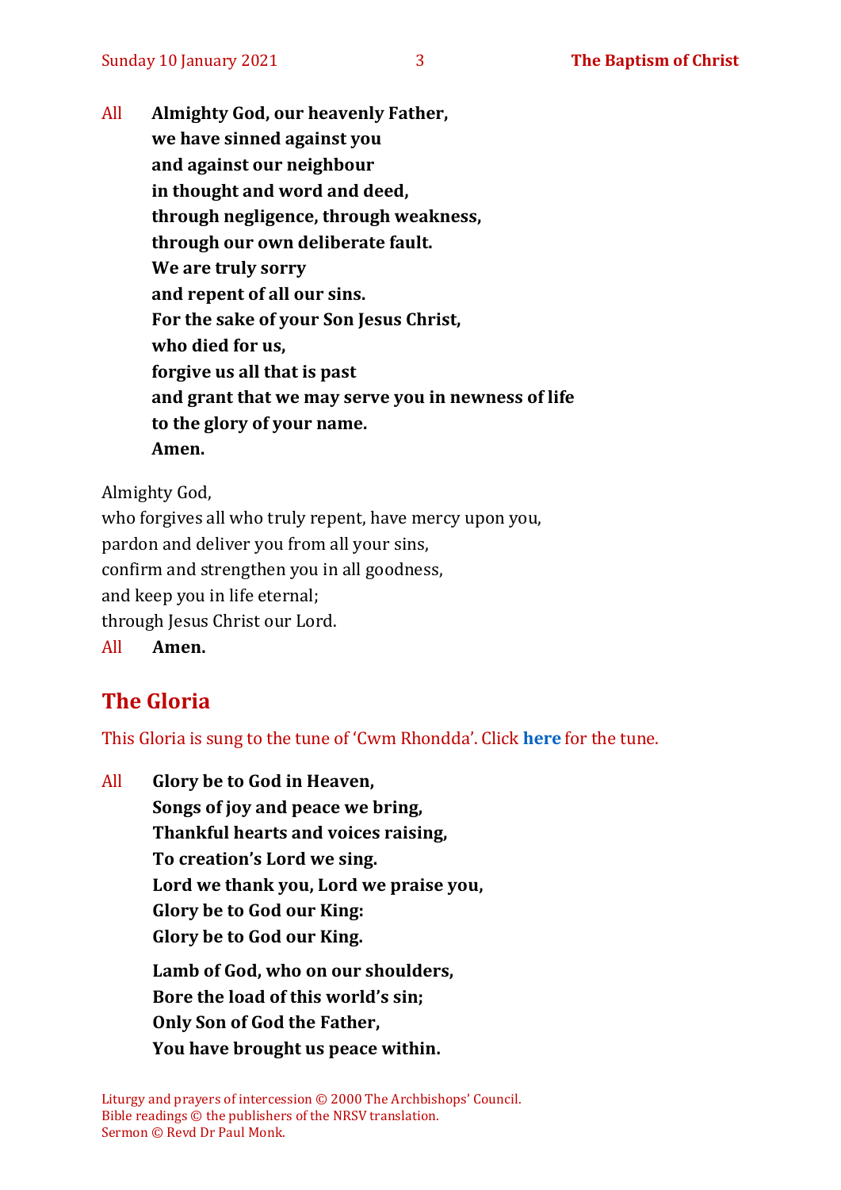All **Almighty God, our heavenly Father,**
**we have sinned against you**
**and against our neighbour**
**in thought and word and deed,**
**through negligence, through weakness,**
**through our own deliberate fault.**
**We are truly sorry**
**and repent of all our sins.**
**For the sake of your Son Jesus Christ,**
**who died for us,**
**forgive us all that is past**
**and grant that we may serve you in newness of life**
**to the glory of your name.**
**Amen.**

Almighty God,
who forgives all who truly repent, have mercy upon you,
pardon and deliver you from all your sins,
confirm and strengthen you in all goodness,
and keep you in life eternal;
through Jesus Christ our Lord.
All **Amen.**

## The Gloria

This Gloria is sung to the tune of 'Cwm Rhondda'. Click **here** for the tune.

All **Glory be to God in Heaven,**
**Songs of joy and peace we bring,**
**Thankful hearts and voices raising,**
**To creation's Lord we sing.**
**Lord we thank you, Lord we praise you,**
**Glory be to God our King:**
**Glory be to God our King.**

**Lamb of God, who on our shoulders,**
**Bore the load of this world's sin;**
**Only Son of God the Father,**
**You have brought us peace within.**

Liturgy and prayers of intercession © 2000 The Archbishops' Council.
Bible readings © the publishers of the NRSV translation.
Sermon © Revd Dr Paul Monk.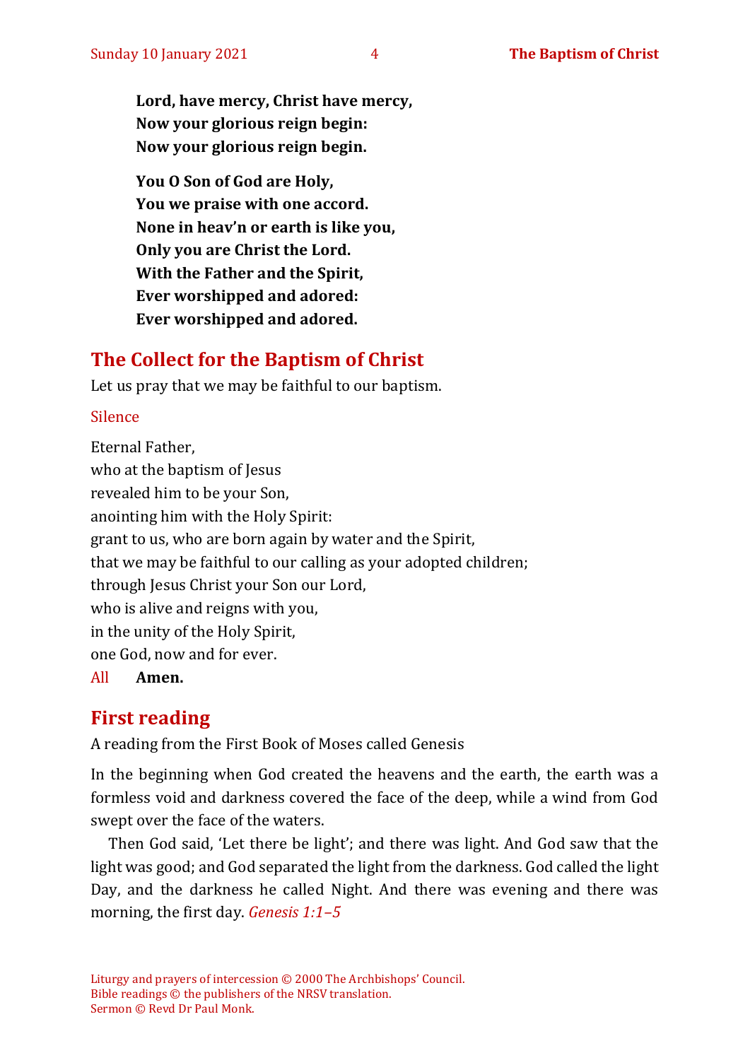**Lord, have mercy, Christ have mercy,**
**Now your glorious reign begin:**
**Now your glorious reign begin.**

**You O Son of God are Holy,**
**You we praise with one accord.**
**None in heav'n or earth is like you,**
**Only you are Christ the Lord.**
**With the Father and the Spirit,**
**Ever worshipped and adored:**
**Ever worshipped and adored.**

## The Collect for the Baptism of Christ

Let us pray that we may be faithful to our baptism.

Silence

Eternal Father,
who at the baptism of Jesus
revealed him to be your Son,
anointing him with the Holy Spirit:
grant to us, who are born again by water and the Spirit,
that we may be faithful to our calling as your adopted children;
through Jesus Christ your Son our Lord,
who is alive and reigns with you,
in the unity of the Holy Spirit,
one God, now and for ever.

All **Amen.**

## First reading

A reading from the First Book of Moses called Genesis

In the beginning when God created the heavens and the earth, the earth was a formless void and darkness covered the face of the deep, while a wind from God swept over the face of the waters.

Then God said, 'Let there be light'; and there was light. And God saw that the light was good; and God separated the light from the darkness. God called the light Day, and the darkness he called Night. And there was evening and there was morning, the first day. *Genesis 1:1–5*

Liturgy and prayers of intercession © 2000 The Archbishops' Council.
Bible readings © the publishers of the NRSV translation.
Sermon © Revd Dr Paul Monk.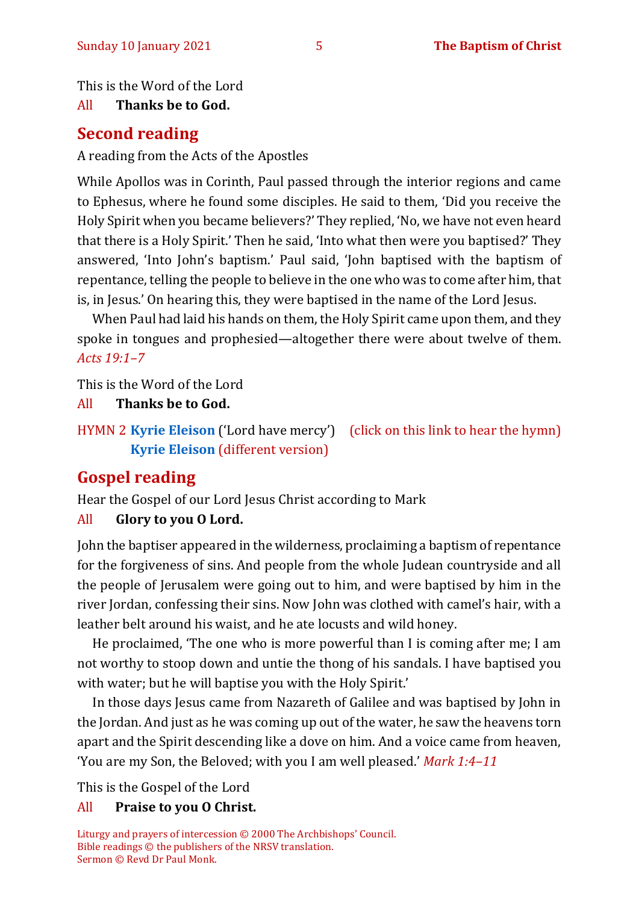This is the Word of the Lord

All **Thanks be to God.**

## Second reading

A reading from the Acts of the Apostles

While Apollos was in Corinth, Paul passed through the interior regions and came to Ephesus, where he found some disciples. He said to them, 'Did you receive the Holy Spirit when you became believers?' They replied, 'No, we have not even heard that there is a Holy Spirit.' Then he said, 'Into what then were you baptised?' They answered, 'Into John's baptism.' Paul said, 'John baptised with the baptism of repentance, telling the people to believe in the one who was to come after him, that is, in Jesus.' On hearing this, they were baptised in the name of the Lord Jesus.

When Paul had laid his hands on them, the Holy Spirit came upon them, and they spoke in tongues and prophesied—altogether there were about twelve of them. *Acts 19:1–7*

This is the Word of the Lord

All **Thanks be to God.**

HYMN 2 **Kyrie Eleison** ('Lord have mercy') (click on this link to hear the hymn)
**Kyrie Eleison** (different version)

## Gospel reading

Hear the Gospel of our Lord Jesus Christ according to Mark

All **Glory to you O Lord.**

John the baptiser appeared in the wilderness, proclaiming a baptism of repentance for the forgiveness of sins. And people from the whole Judean countryside and all the people of Jerusalem were going out to him, and were baptised by him in the river Jordan, confessing their sins. Now John was clothed with camel's hair, with a leather belt around his waist, and he ate locusts and wild honey.

He proclaimed, 'The one who is more powerful than I is coming after me; I am not worthy to stoop down and untie the thong of his sandals. I have baptised you with water; but he will baptise you with the Holy Spirit.'

In those days Jesus came from Nazareth of Galilee and was baptised by John in the Jordan. And just as he was coming up out of the water, he saw the heavens torn apart and the Spirit descending like a dove on him. And a voice came from heaven, 'You are my Son, the Beloved; with you I am well pleased.' *Mark 1:4–11*

This is the Gospel of the Lord

All **Praise to you O Christ.**

Liturgy and prayers of intercession © 2000 The Archbishops' Council.
Bible readings © the publishers of the NRSV translation.
Sermon © Revd Dr Paul Monk.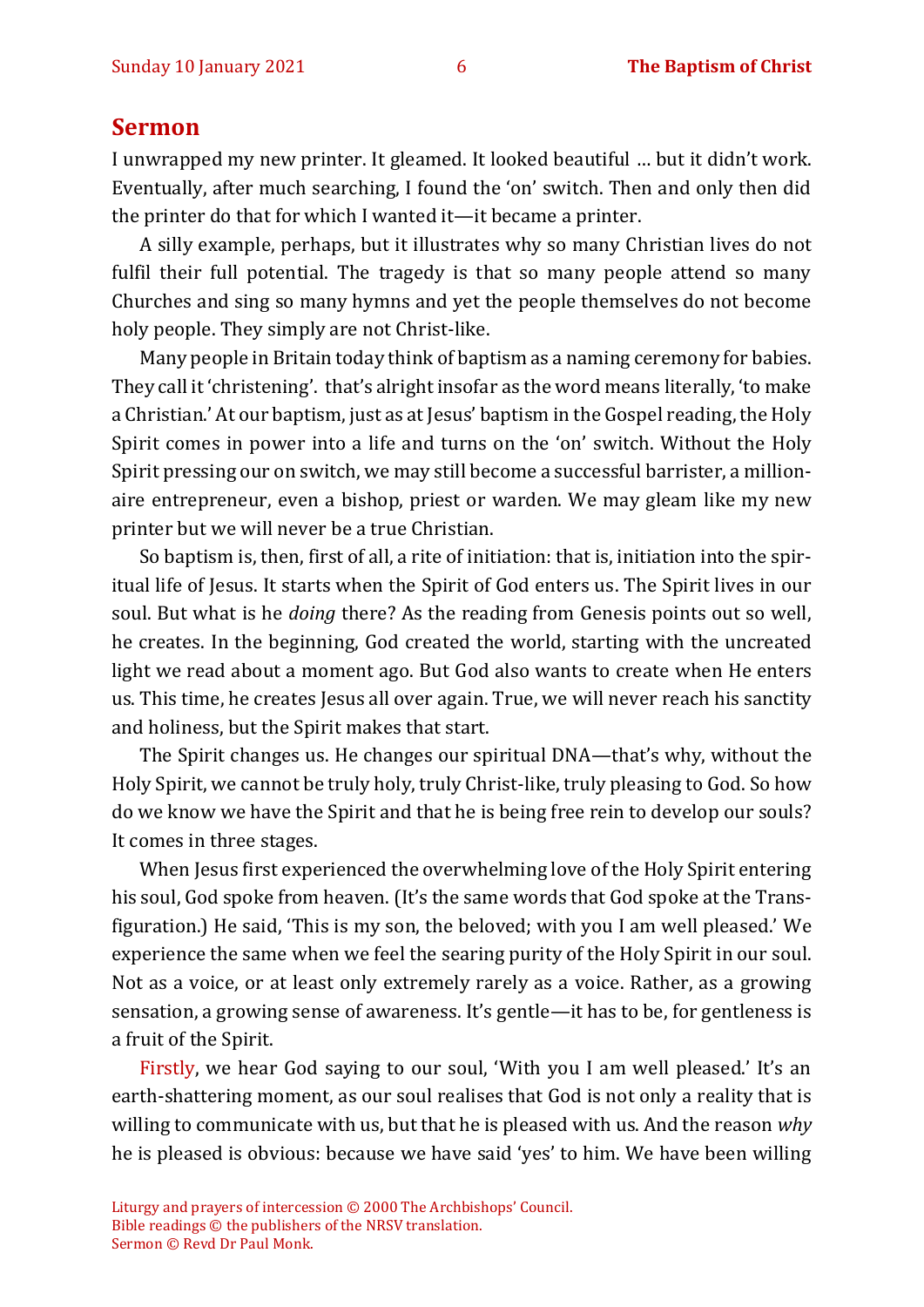## Sermon

I unwrapped my new printer. It gleamed. It looked beautiful … but it didn't work. Eventually, after much searching, I found the 'on' switch. Then and only then did the printer do that for which I wanted it—it became a printer.

A silly example, perhaps, but it illustrates why so many Christian lives do not fulfil their full potential. The tragedy is that so many people attend so many Churches and sing so many hymns and yet the people themselves do not become holy people. They simply are not Christ-like.

Many people in Britain today think of baptism as a naming ceremony for babies. They call it 'christening'. that's alright insofar as the word means literally, 'to make a Christian.' At our baptism, just as at Jesus' baptism in the Gospel reading, the Holy Spirit comes in power into a life and turns on the 'on' switch. Without the Holy Spirit pressing our on switch, we may still become a successful barrister, a millionaire entrepreneur, even a bishop, priest or warden. We may gleam like my new printer but we will never be a true Christian.

So baptism is, then, first of all, a rite of initiation: that is, initiation into the spiritual life of Jesus. It starts when the Spirit of God enters us. The Spirit lives in our soul. But what is he *doing* there? As the reading from Genesis points out so well, he creates. In the beginning, God created the world, starting with the uncreated light we read about a moment ago. But God also wants to create when He enters us. This time, he creates Jesus all over again. True, we will never reach his sanctity and holiness, but the Spirit makes that start.

The Spirit changes us. He changes our spiritual DNA—that's why, without the Holy Spirit, we cannot be truly holy, truly Christ-like, truly pleasing to God. So how do we know we have the Spirit and that he is being free rein to develop our souls? It comes in three stages.

When Jesus first experienced the overwhelming love of the Holy Spirit entering his soul, God spoke from heaven. (It's the same words that God spoke at the Transfiguration.) He said, 'This is my son, the beloved; with you I am well pleased.' We experience the same when we feel the searing purity of the Holy Spirit in our soul. Not as a voice, or at least only extremely rarely as a voice. Rather, as a growing sensation, a growing sense of awareness. It's gentle—it has to be, for gentleness is a fruit of the Spirit.

Firstly, we hear God saying to our soul, 'With you I am well pleased.' It's an earth-shattering moment, as our soul realises that God is not only a reality that is willing to communicate with us, but that he is pleased with us. And the reason *why* he is pleased is obvious: because we have said 'yes' to him. We have been willing

Liturgy and prayers of intercession © 2000 The Archbishops' Council.
Bible readings © the publishers of the NRSV translation.
Sermon © Revd Dr Paul Monk.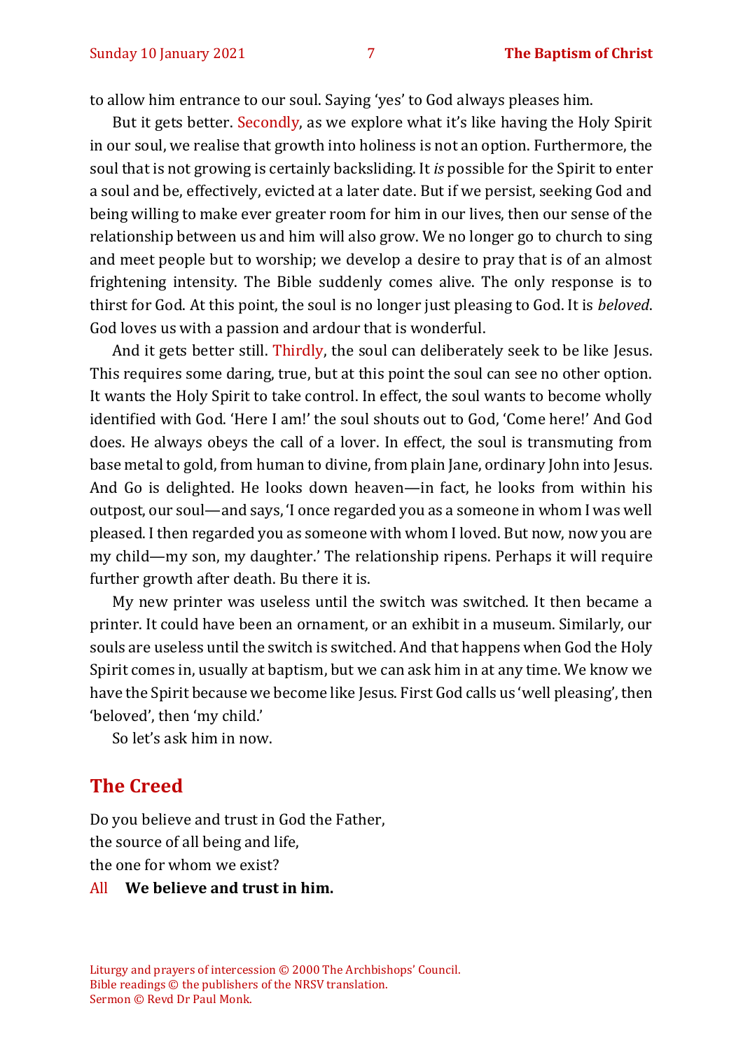to allow him entrance to our soul. Saying 'yes' to God always pleases him.

But it gets better. Secondly, as we explore what it's like having the Holy Spirit in our soul, we realise that growth into holiness is not an option. Furthermore, the soul that is not growing is certainly backsliding. It *is* possible for the Spirit to enter a soul and be, effectively, evicted at a later date. But if we persist, seeking God and being willing to make ever greater room for him in our lives, then our sense of the relationship between us and him will also grow. We no longer go to church to sing and meet people but to worship; we develop a desire to pray that is of an almost frightening intensity. The Bible suddenly comes alive. The only response is to thirst for God. At this point, the soul is no longer just pleasing to God. It is *beloved*. God loves us with a passion and ardour that is wonderful.

And it gets better still. Thirdly, the soul can deliberately seek to be like Jesus. This requires some daring, true, but at this point the soul can see no other option. It wants the Holy Spirit to take control. In effect, the soul wants to become wholly identified with God. 'Here I am!' the soul shouts out to God, 'Come here!' And God does. He always obeys the call of a lover. In effect, the soul is transmuting from base metal to gold, from human to divine, from plain Jane, ordinary John into Jesus. And Go is delighted. He looks down heaven—in fact, he looks from within his outpost, our soul—and says, 'I once regarded you as a someone in whom I was well pleased. I then regarded you as someone with whom I loved. But now, now you are my child—my son, my daughter.' The relationship ripens. Perhaps it will require further growth after death. Bu there it is.

My new printer was useless until the switch was switched. It then became a printer. It could have been an ornament, or an exhibit in a museum. Similarly, our souls are useless until the switch is switched. And that happens when God the Holy Spirit comes in, usually at baptism, but we can ask him in at any time. We know we have the Spirit because we become like Jesus. First God calls us 'well pleasing', then 'beloved', then 'my child.'

So let's ask him in now.

## The Creed

Do you believe and trust in God the Father,
the source of all being and life,
the one for whom we exist?

All **We believe and trust in him.**

Liturgy and prayers of intercession © 2000 The Archbishops' Council.
Bible readings © the publishers of the NRSV translation.
Sermon © Revd Dr Paul Monk.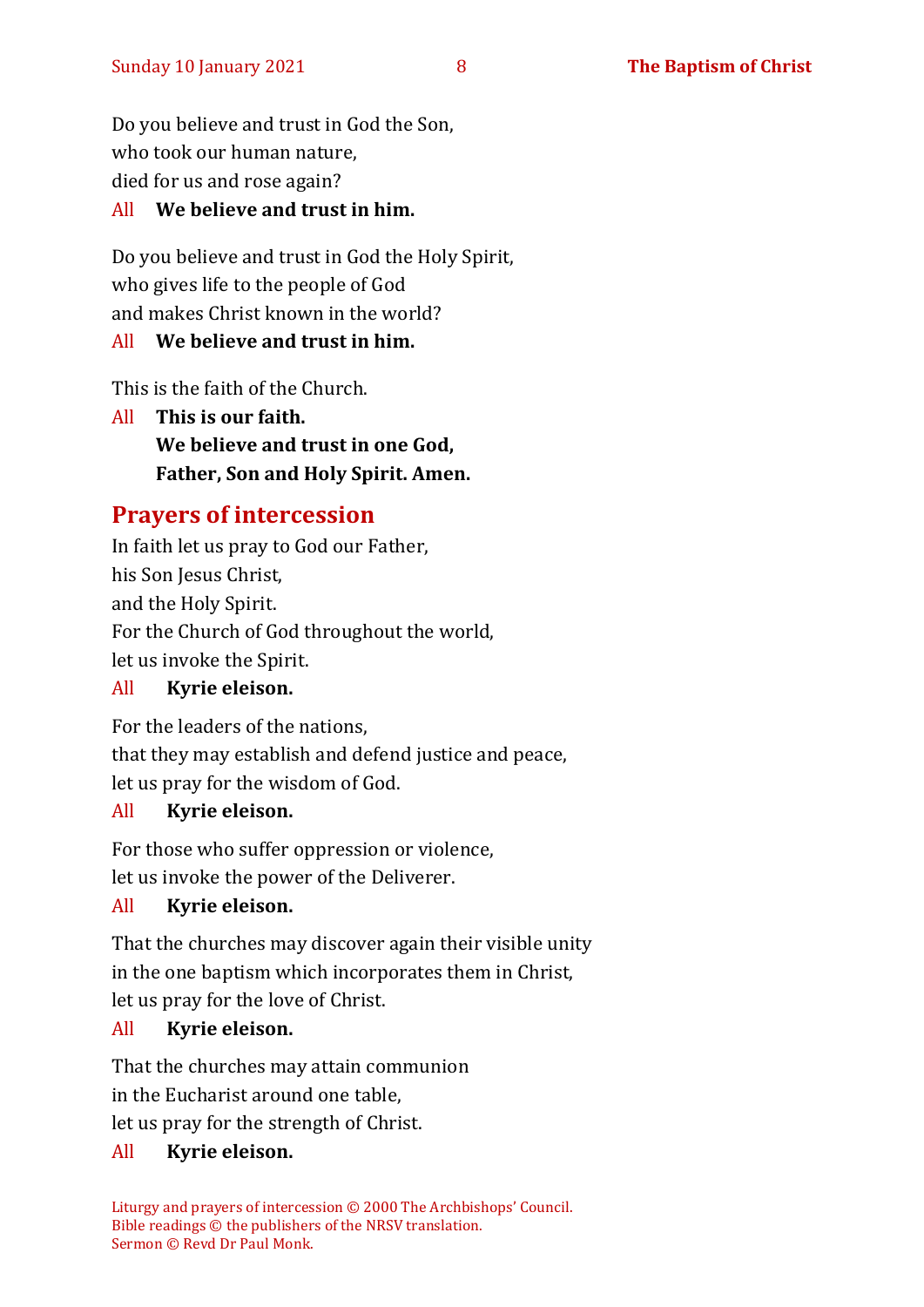Do you believe and trust in God the Son,
who took our human nature,
died for us and rose again?

All **We believe and trust in him.**

Do you believe and trust in God the Holy Spirit,
who gives life to the people of God
and makes Christ known in the world?

All **We believe and trust in him.**

This is the faith of the Church.

All **This is our faith.**
**We believe and trust in one God,**
**Father, Son and Holy Spirit. Amen.**

## Prayers of intercession

In faith let us pray to God our Father,
his Son Jesus Christ,
and the Holy Spirit.
For the Church of God throughout the world,
let us invoke the Spirit.

All **Kyrie eleison.**

For the leaders of the nations,
that they may establish and defend justice and peace,
let us pray for the wisdom of God.

All **Kyrie eleison.**

For those who suffer oppression or violence,
let us invoke the power of the Deliverer.

All **Kyrie eleison.**

That the churches may discover again their visible unity
in the one baptism which incorporates them in Christ,
let us pray for the love of Christ.

All **Kyrie eleison.**

That the churches may attain communion
in the Eucharist around one table,
let us pray for the strength of Christ.

All **Kyrie eleison.**

Liturgy and prayers of intercession © 2000 The Archbishops' Council.
Bible readings © the publishers of the NRSV translation.
Sermon © Revd Dr Paul Monk.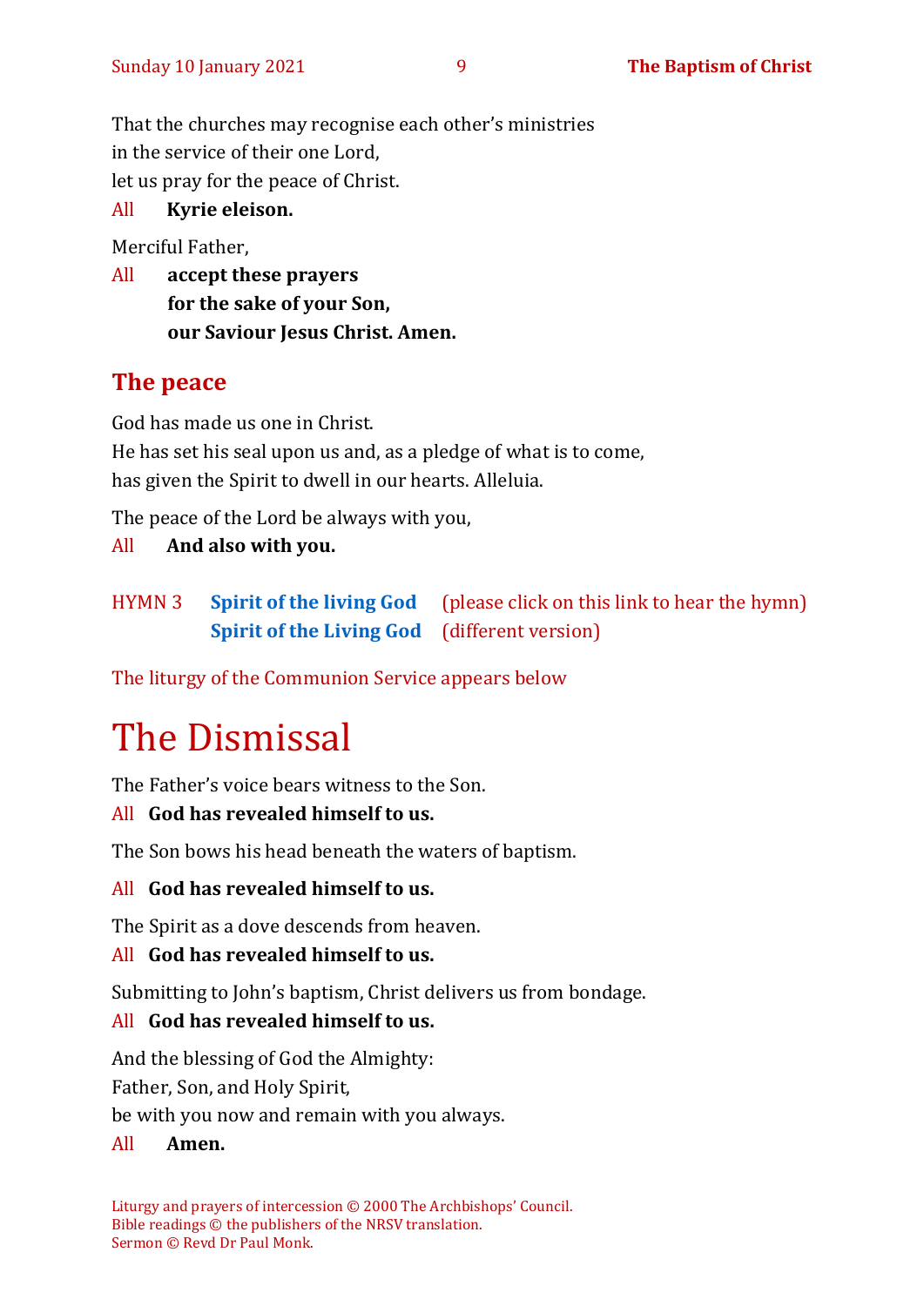That the churches may recognise each other's ministries
in the service of their one Lord,
let us pray for the peace of Christ.

All **Kyrie eleison.**

Merciful Father,

All **accept these prayers**
**for the sake of your Son,**
**our Saviour Jesus Christ. Amen.**

## The peace

God has made us one in Christ.
He has set his seal upon us and, as a pledge of what is to come,
has given the Spirit to dwell in our hearts. Alleluia.

The peace of the Lord be always with you,

All **And also with you.**

HYMN 3 **Spirit of the living God** (please click on this link to hear the hymn)
**Spirit of the Living God** (different version)

The liturgy of the Communion Service appears below

# The Dismissal

The Father's voice bears witness to the Son.

All **God has revealed himself to us.**

The Son bows his head beneath the waters of baptism.

All **God has revealed himself to us.**

The Spirit as a dove descends from heaven.

All **God has revealed himself to us.**

Submitting to John's baptism, Christ delivers us from bondage.

All **God has revealed himself to us.**

And the blessing of God the Almighty:
Father, Son, and Holy Spirit,
be with you now and remain with you always.

All **Amen.**

Liturgy and prayers of intercession © 2000 The Archbishops' Council.
Bible readings © the publishers of the NRSV translation.
Sermon © Revd Dr Paul Monk.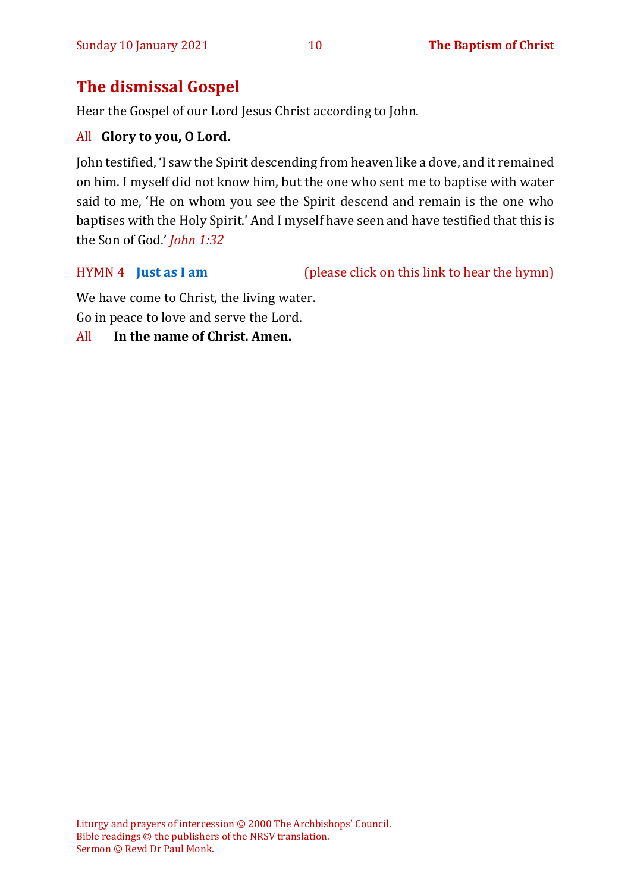## The dismissal Gospel

Hear the Gospel of our Lord Jesus Christ according to John.

All **Glory to you, O Lord.**

John testified, 'I saw the Spirit descending from heaven like a dove, and it remained on him. I myself did not know him, but the one who sent me to baptise with water said to me, 'He on whom you see the Spirit descend and remain is the one who baptises with the Holy Spirit.' And I myself have seen and have testified that this is the Son of God.' *John 1:32*

HYMN 4 **Just as I am** (please click on this link to hear the hymn)

We have come to Christ, the living water.
Go in peace to love and serve the Lord.

All **In the name of Christ. Amen.**

Liturgy and prayers of intercession © 2000 The Archbishops' Council.
Bible readings © the publishers of the NRSV translation.
Sermon © Revd Dr Paul Monk.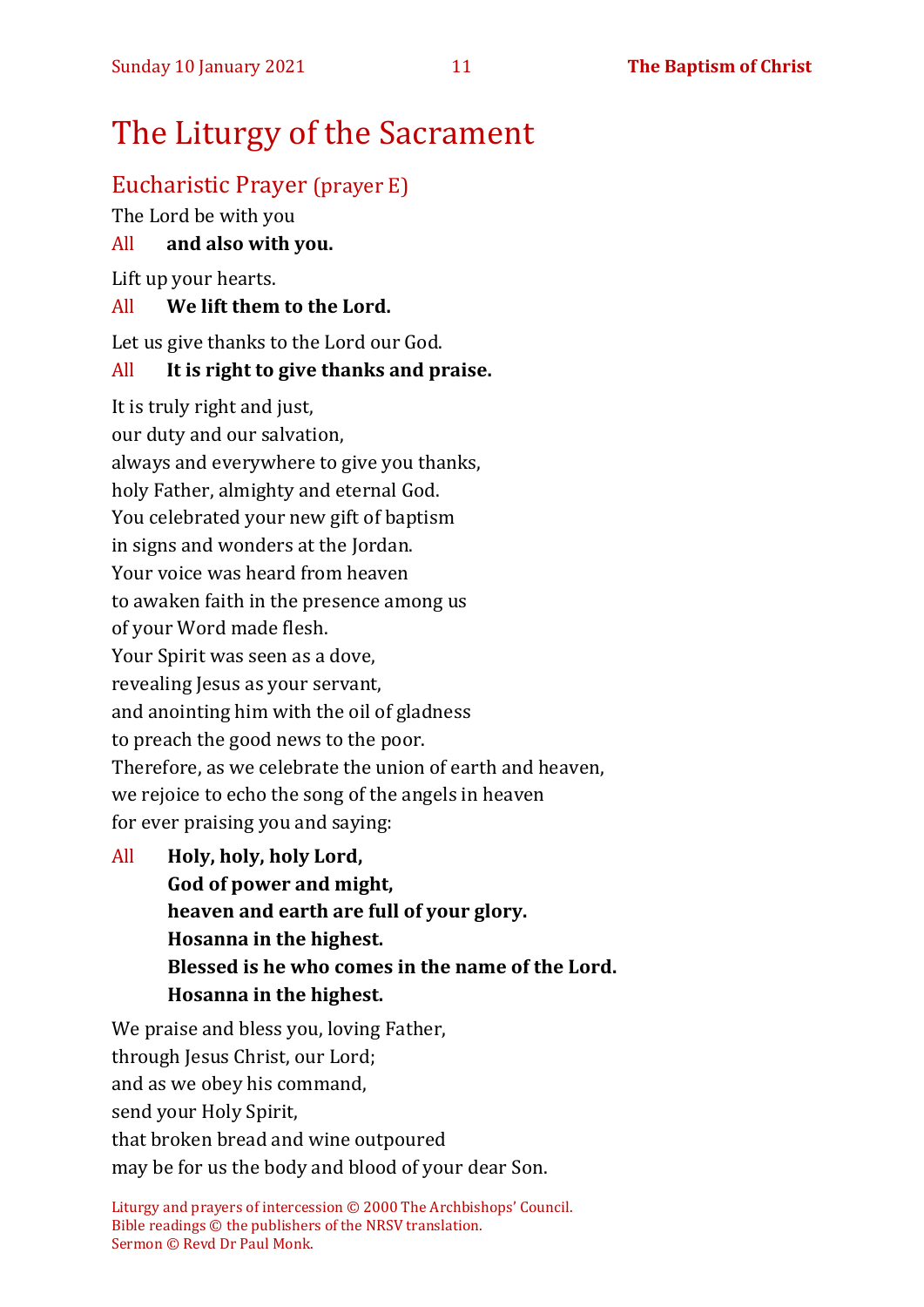# The Liturgy of the Sacrament

## Eucharistic Prayer (prayer E)

The Lord be with you

All **and also with you.**

Lift up your hearts.

All **We lift them to the Lord.**

Let us give thanks to the Lord our God.

All **It is right to give thanks and praise.**

It is truly right and just,
our duty and our salvation,
always and everywhere to give you thanks,
holy Father, almighty and eternal God.
You celebrated your new gift of baptism
in signs and wonders at the Jordan.
Your voice was heard from heaven
to awaken faith in the presence among us
of your Word made flesh.
Your Spirit was seen as a dove,
revealing Jesus as your servant,
and anointing him with the oil of gladness
to preach the good news to the poor.
Therefore, as we celebrate the union of earth and heaven,
we rejoice to echo the song of the angels in heaven
for ever praising you and saying:

All **Holy, holy, holy Lord,**
**God of power and might,**
**heaven and earth are full of your glory.**
**Hosanna in the highest.**
**Blessed is he who comes in the name of the Lord.**
**Hosanna in the highest.**

We praise and bless you, loving Father,
through Jesus Christ, our Lord;
and as we obey his command,
send your Holy Spirit,
that broken bread and wine outpoured
may be for us the body and blood of your dear Son.

Liturgy and prayers of intercession © 2000 The Archbishops' Council.
Bible readings © the publishers of the NRSV translation.
Sermon © Revd Dr Paul Monk.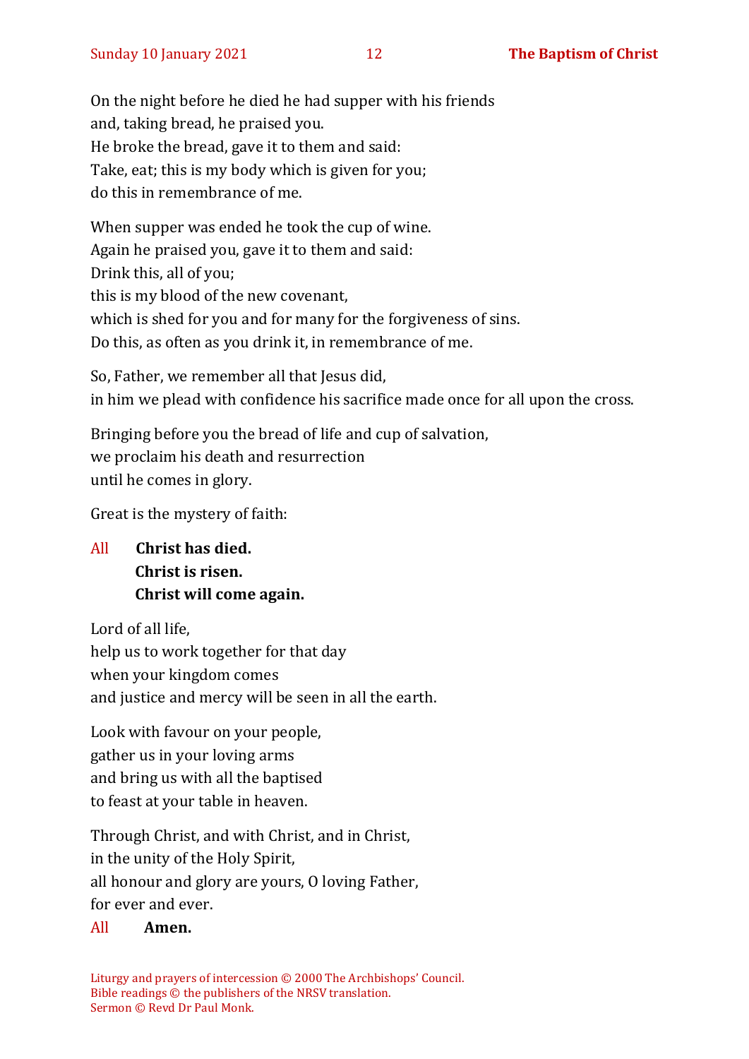On the night before he died he had supper with his friends
and, taking bread, he praised you.
He broke the bread, gave it to them and said:
Take, eat; this is my body which is given for you;
do this in remembrance of me.

When supper was ended he took the cup of wine.
Again he praised you, gave it to them and said:
Drink this, all of you;
this is my blood of the new covenant,
which is shed for you and for many for the forgiveness of sins.
Do this, as often as you drink it, in remembrance of me.

So, Father, we remember all that Jesus did,
in him we plead with confidence his sacrifice made once for all upon the cross.

Bringing before you the bread of life and cup of salvation,
we proclaim his death and resurrection
until he comes in glory.

Great is the mystery of faith:

All **Christ has died.**
**Christ is risen.**
**Christ will come again.**

Lord of all life,
help us to work together for that day
when your kingdom comes
and justice and mercy will be seen in all the earth.

Look with favour on your people,
gather us in your loving arms
and bring us with all the baptised
to feast at your table in heaven.

Through Christ, and with Christ, and in Christ,
in the unity of the Holy Spirit,
all honour and glory are yours, O loving Father,
for ever and ever.

All **Amen.**

Liturgy and prayers of intercession © 2000 The Archbishops' Council.
Bible readings © the publishers of the NRSV translation.
Sermon © Revd Dr Paul Monk.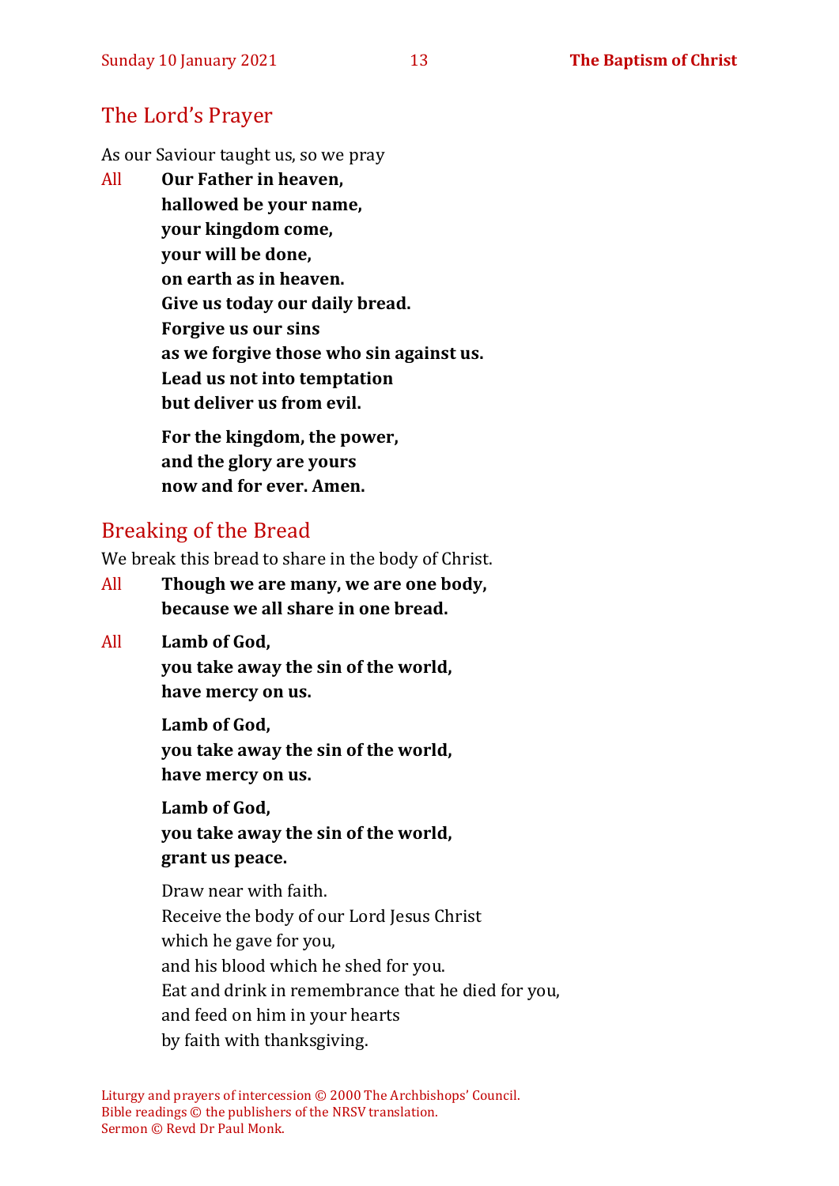## The Lord's Prayer

As our Saviour taught us, so we pray

All **Our Father in heaven,**
**hallowed be your name,**
**your kingdom come,**
**your will be done,**
**on earth as in heaven.**
**Give us today our daily bread.**
**Forgive us our sins**
**as we forgive those who sin against us.**
**Lead us not into temptation**
**but deliver us from evil.**

**For the kingdom, the power,**
**and the glory are yours**
**now and for ever. Amen.**

## Breaking of the Bread

We break this bread to share in the body of Christ.

All **Though we are many, we are one body,**
**because we all share in one bread.**

All **Lamb of God,**
**you take away the sin of the world,**
**have mercy on us.**

**Lamb of God,**
**you take away the sin of the world,**
**have mercy on us.**

**Lamb of God,**
**you take away the sin of the world,**
**grant us peace.**

Draw near with faith.
Receive the body of our Lord Jesus Christ
which he gave for you,
and his blood which he shed for you.
Eat and drink in remembrance that he died for you,
and feed on him in your hearts
by faith with thanksgiving.

Liturgy and prayers of intercession © 2000 The Archbishops' Council.
Bible readings © the publishers of the NRSV translation.
Sermon © Revd Dr Paul Monk.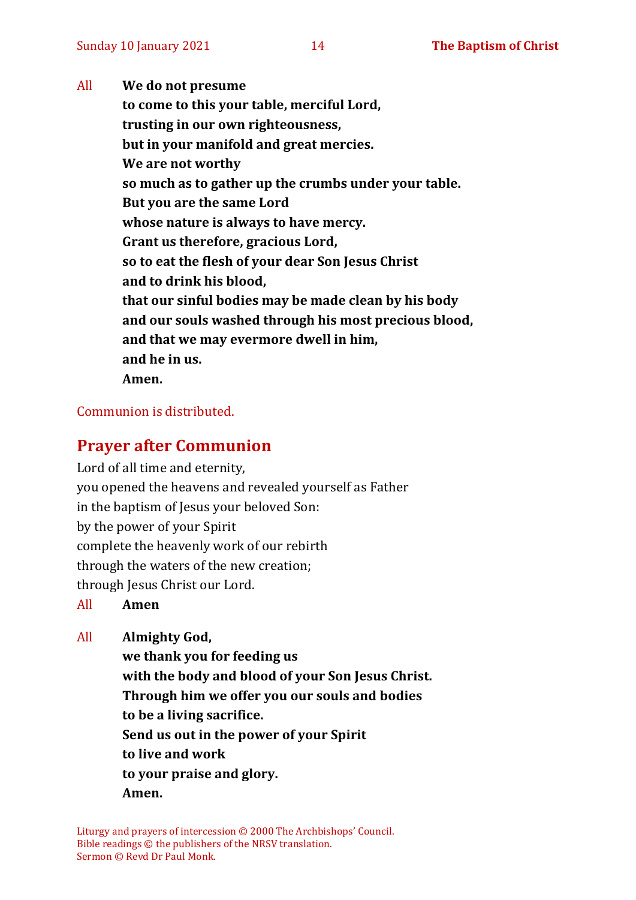All **We do not presume**
**to come to this your table, merciful Lord,**
**trusting in our own righteousness,**
**but in your manifold and great mercies.**
**We are not worthy**
**so much as to gather up the crumbs under your table.**
**But you are the same Lord**
**whose nature is always to have mercy.**
**Grant us therefore, gracious Lord,**
**so to eat the flesh of your dear Son Jesus Christ**
**and to drink his blood,**
**that our sinful bodies may be made clean by his body**
**and our souls washed through his most precious blood,**
**and that we may evermore dwell in him,**
**and he in us.**
**Amen.**

Communion is distributed.

## Prayer after Communion

Lord of all time and eternity,
you opened the heavens and revealed yourself as Father
in the baptism of Jesus your beloved Son:
by the power of your Spirit
complete the heavenly work of our rebirth
through the waters of the new creation;
through Jesus Christ our Lord.

All **Amen**

All **Almighty God,**
**we thank you for feeding us**
**with the body and blood of your Son Jesus Christ.**
**Through him we offer you our souls and bodies**
**to be a living sacrifice.**
**Send us out in the power of your Spirit**
**to live and work**
**to your praise and glory.**
**Amen.**

Liturgy and prayers of intercession © 2000 The Archbishops' Council.
Bible readings © the publishers of the NRSV translation.
Sermon © Revd Dr Paul Monk.